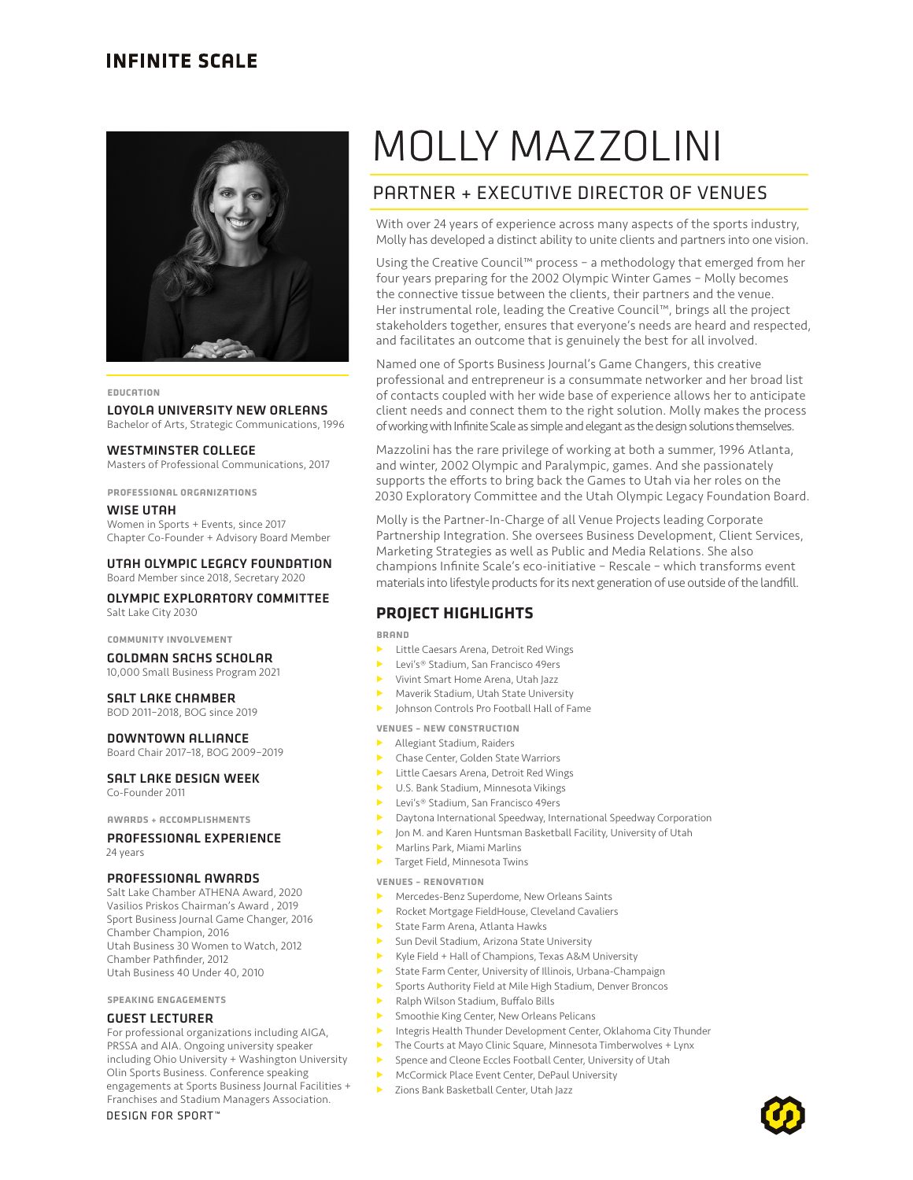# INFINITE SCALE

# MOLLY MAZZOLINI

## PARTNER + EXECUTIVE DIRECTOR OF VENUES

With over 24 years of experience across many aspects of the sports industry, Molly has developed a distinct ability to unite clients and partners into one vision.

Using the Creative Council™ process – a methodology that emerged from her four years preparing for the 2002 Olympic Winter Games – Molly becomes the connective tissue between the clients, their partners and the venue. Her instrumental role, leading the Creative Council™, brings all the project stakeholders together, ensures that everyone's needs are heard and respected, and facilitates an outcome that is genuinely the best for all involved.

Named one of Sports Business Journal's Game Changers, this creative professional and entrepreneur is a consummate networker and her broad list of contacts coupled with her wide base of experience allows her to anticipate client needs and connect them to the right solution. Molly makes the process of working with Infinite Scale as simple and elegant as the design solutions themselves.

Mazzolini has the rare privilege of working at both a summer, 1996 Atlanta, and winter, 2002 Olympic and Paralympic, games. And she passionately supports the efforts to bring back the Games to Utah via her roles on the 2030 Exploratory Committee and the Utah Olympic Legacy Foundation Board.

Molly is the Partner-In-Charge of all Venue Projects leading Corporate Partnership Integration. She oversees Business Development, Client Services, Marketing Strategies as well as Public and Media Relations. She also champions Infinite Scale's eco-initiative – Rescale – which transforms event materials into lifestyle products for its next generation of use outside of the landfill.

### EDUCATION

**LOYOLA UNIVERSITY NEW ORLEANS**
Bachelor of Arts, Strategic Communications, 1996

**WESTMINSTER COLLEGE**
Masters of Professional Communications, 2017

### PROFESSIONAL ORGANIZATIONS

**WISE UTAH**
Women in Sports + Events, since 2017
Chapter Co-Founder + Advisory Board Member

**UTAH OLYMPIC LEGACY FOUNDATION**
Board Member since 2018, Secretary 2020

**OLYMPIC EXPLORATORY COMMITTEE**
Salt Lake City 2030

### COMMUNITY INVOLVEMENT

**GOLDMAN SACHS SCHOLAR**
10,000 Small Business Program 2021

**SALT LAKE CHAMBER**
BOD 2011–2018, BOG since 2019

**DOWNTOWN ALLIANCE**
Board Chair 2017–18, BOG 2009–2019

**SALT LAKE DESIGN WEEK**
Co-Founder 2011

### AWARDS + ACCOMPLISHMENTS

**PROFESSIONAL EXPERIENCE**
24 years

**PROFESSIONAL AWARDS**
Salt Lake Chamber ATHENA Award, 2020
Vasilios Priskos Chairman's Award , 2019
Sport Business Journal Game Changer, 2016
Chamber Champion, 2016
Utah Business 30 Women to Watch, 2012
Chamber Pathfinder, 2012
Utah Business 40 Under 40, 2010

### SPEAKING ENGAGEMENTS

**GUEST LECTURER**
For professional organizations including AIGA, PRSSA and AIA. Ongoing university speaker including Ohio University + Washington University Olin Sports Business. Conference speaking engagements at Sports Business Journal Facilities + Franchises and Stadium Managers Association.

## PROJECT HIGHLIGHTS

### BRAND

- Little Caesars Arena, Detroit Red Wings
- Levi's® Stadium, San Francisco 49ers
- Vivint Smart Home Arena, Utah Jazz
- Maverik Stadium, Utah State University
- Johnson Controls Pro Football Hall of Fame

### VENUES – NEW CONSTRUCTION

- Allegiant Stadium, Raiders
- Chase Center, Golden State Warriors
- Little Caesars Arena, Detroit Red Wings
- U.S. Bank Stadium, Minnesota Vikings
- Levi's® Stadium, San Francisco 49ers
- Daytona International Speedway, International Speedway Corporation
- Jon M. and Karen Huntsman Basketball Facility, University of Utah
- Marlins Park, Miami Marlins
- Target Field, Minnesota Twins

### VENUES – RENOVATION

- Mercedes-Benz Superdome, New Orleans Saints
- Rocket Mortgage FieldHouse, Cleveland Cavaliers
- State Farm Arena, Atlanta Hawks
- Sun Devil Stadium, Arizona State University
- Kyle Field + Hall of Champions, Texas A&M University
- State Farm Center, University of Illinois, Urbana-Champaign
- Sports Authority Field at Mile High Stadium, Denver Broncos
- Ralph Wilson Stadium, Buffalo Bills
- Smoothie King Center, New Orleans Pelicans
- Integris Health Thunder Development Center, Oklahoma City Thunder
- The Courts at Mayo Clinic Square, Minnesota Timberwolves + Lynx
- Spence and Cleone Eccles Football Center, University of Utah
- McCormick Place Event Center, DePaul University
- Zions Bank Basketball Center, Utah Jazz

DESIGN FOR SPORT™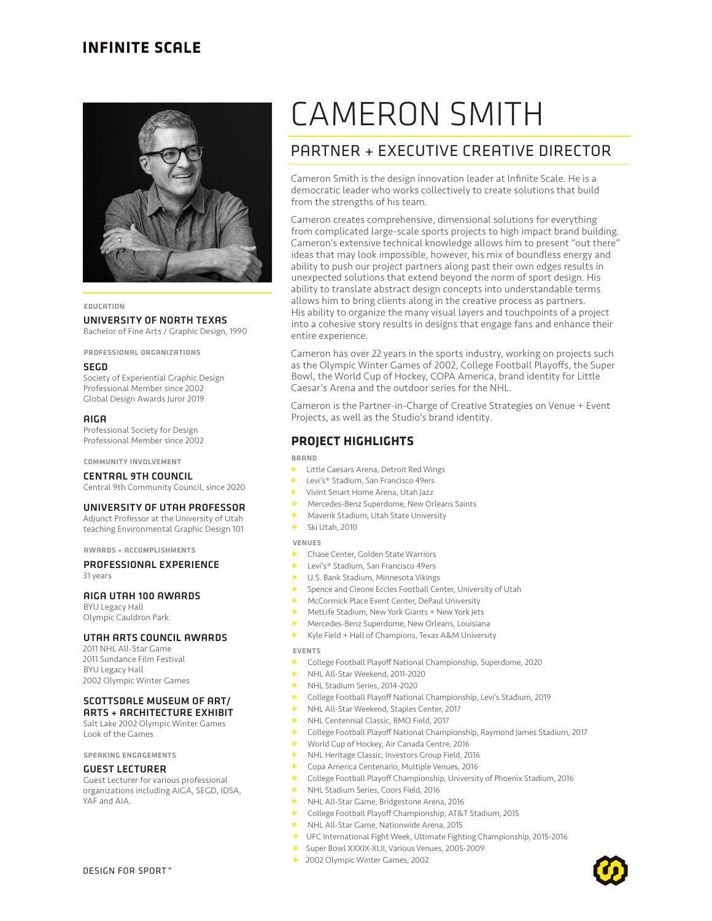# CAMERON SMITH

## PARTNER + EXECUTIVE CREATIVE DIRECTOR

Cameron Smith is the design innovation leader at Infinite Scale. He is a democratic leader who works collectively to create solutions that build from the strengths of his team.

Cameron creates comprehensive, dimensional solutions for everything from complicated large-scale sports projects to high impact brand building. Cameron's extensive technical knowledge allows him to present "out there" ideas that may look impossible, however, his mix of boundless energy and ability to push our project partners along past their own edges results in unexpected solutions that extend beyond the norm of sport design. His ability to translate abstract design concepts into understandable terms allows him to bring clients along in the creative process as partners. His ability to organize the many visual layers and touchpoints of a project into a cohesive story results in designs that engage fans and enhance their entire experience.

Cameron has over 22 years in the sports industry, working on projects such as the Olympic Winter Games of 2002, College Football Playoffs, the Super Bowl, the World Cup of Hockey, COPA America, brand identity for Little Caesar's Arena and the outdoor series for the NHL.

Cameron is the Partner-in-Charge of Creative Strategies on Venue + Event Projects, as well as the Studio's brand identity.

## PROJECT HIGHLIGHTS

#### BRAND

- Little Caesars Arena, Detroit Red Wings
- Levi's® Stadium, San Francisco 49ers
- Vivint Smart Home Arena, Utah Jazz
- Mercedes-Benz Superdome, New Orleans Saints
- Maverik Stadium, Utah State University
- Ski Utah, 2010

#### VENUES

- Chase Center, Golden State Warriors
- Levi's® Stadium, San Francisco 49ers
- U.S. Bank Stadium, Minnesota Vikings
- Spence and Cleone Eccles Football Center, University of Utah
- McCormick Place Event Center, DePaul University
- MetLife Stadium, New York Giants + New York Jets
- Mercedes-Benz Superdome, New Orleans, Louisiana
- Kyle Field + Hall of Champions, Texas A&M University

#### EVENTS

- College Football Playoff National Championship, Superdome, 2020
- NHL All-Star Weekend, 2011-2020
- NHL Stadium Series, 2014-2020
- College Football Playoff National Championship, Levi's Stadium, 2019
- NHL All-Star Weekend, Staples Center, 2017
- NHL Centennial Classic, BMO Field, 2017
- College Football Playoff National Championship, Raymond James Stadium, 2017
- World Cup of Hockey, Air Canada Centre, 2016
- NHL Heritage Classic, Investors Group Field, 2016
- Copa America Centenario, Multiple Venues, 2016
- College Football Playoff Championship, University of Phoenix Stadium, 2016
- NHL Stadium Series, Coors Field, 2016
- NHL All-Star Game, Bridgestone Arena, 2016
- College Football Playoff Championship, AT&T Stadium, 2015
- NHL All-Star Game, Nationwide Arena, 2015
- UFC International Fight Week, Ultimate Fighting Championship, 2015-2016
- Super Bowl XXXIX-XLII, Various Venues, 2005-2009
- 2002 Olympic Winter Games, 2002

#### EDUCATION

**UNIVERSITY OF NORTH TEXAS**
Bachelor of Fine Arts / Graphic Design, 1990

#### PROFESSIONAL ORGANIZATIONS

**SEGD**
Society of Experiential Graphic Design
Professional Member since 2002
Global Design Awards Juror 2019

**AIGA**
Professional Society for Design
Professional Member since 2002

#### COMMUNITY INVOLVEMENT

**CENTRAL 9TH COUNCIL**
Central 9th Community Council, since 2020

**UNIVERSITY OF UTAH PROFESSOR**
Adjunct Professor at the University of Utah teaching Environmental Graphic Design 101

#### AWARDS + ACCOMPLISHMENTS

**PROFESSIONAL EXPERIENCE**
31 years

**AIGA UTAH 100 AWARDS**
BYU Legacy Hall
Olympic Cauldron Park

**UTAH ARTS COUNCIL AWARDS**
2011 NHL All-Star Game
2011 Sundance Film Festival
BYU Legacy Hall
2002 Olympic Winter Games

**SCOTTSDALE MUSEUM OF ART/ ARTS + ARCHITECTURE EXHIBIT**
Salt Lake 2002 Olympic Winter Games
Look of the Games

#### SPEAKING ENGAGEMENTS

**GUEST LECTURER**
Guest Lecturer for various professional organizations including AIGA, SEGD, IDSA, YAF and AIA.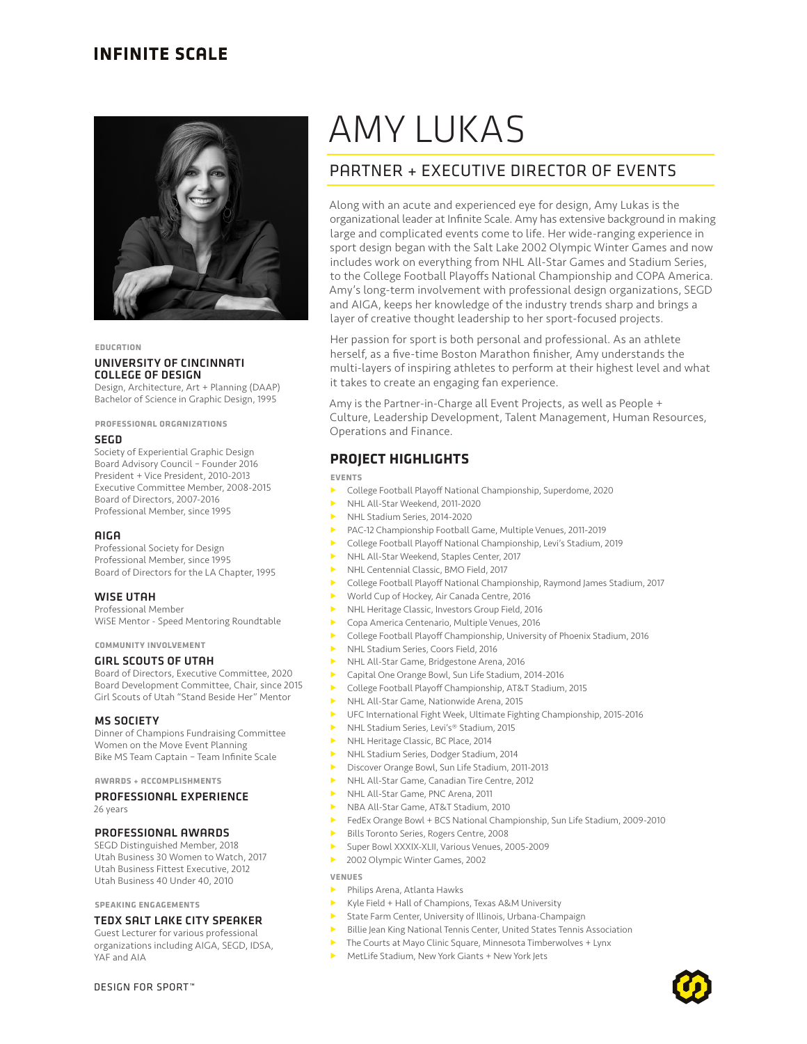# AMY LUKAS

## PARTNER + EXECUTIVE DIRECTOR OF EVENTS

Along with an acute and experienced eye for design, Amy Lukas is the organizational leader at Infinite Scale. Amy has extensive background in making large and complicated events come to life. Her wide-ranging experience in sport design began with the Salt Lake 2002 Olympic Winter Games and now includes work on everything from NHL All-Star Games and Stadium Series, to the College Football Playoffs National Championship and COPA America. Amy's long-term involvement with professional design organizations, SEGD and AIGA, keeps her knowledge of the industry trends sharp and brings a layer of creative thought leadership to her sport-focused projects.

Her passion for sport is both personal and professional. As an athlete herself, as a five-time Boston Marathon finisher, Amy understands the multi-layers of inspiring athletes to perform at their highest level and what it takes to create an engaging fan experience.

Amy is the Partner-in-Charge all Event Projects, as well as People + Culture, Leadership Development, Talent Management, Human Resources, Operations and Finance.

### EDUCATION

**UNIVERSITY OF CINCINNATI COLLEGE OF DESIGN**
Design, Architecture, Art + Planning (DAAP)
Bachelor of Science in Graphic Design, 1995

### PROFESSIONAL ORGANIZATIONS

**SEGD**
Society of Experiential Graphic Design
Board Advisory Council – Founder 2016
President + Vice President, 2010-2013
Executive Committee Member, 2008-2015
Board of Directors, 2007-2016
Professional Member, since 1995

**AIGA**
Professional Society for Design
Professional Member, since 1995
Board of Directors for the LA Chapter, 1995

**WISE UTAH**
Professional Member
WiSE Mentor - Speed Mentoring Roundtable

### COMMUNITY INVOLVEMENT

**GIRL SCOUTS OF UTAH**
Board of Directors, Executive Committee, 2020
Board Development Committee, Chair, since 2015
Girl Scouts of Utah "Stand Beside Her" Mentor

**MS SOCIETY**
Dinner of Champions Fundraising Committee
Women on the Move Event Planning
Bike MS Team Captain – Team Infinite Scale

### AWARDS + ACCOMPLISHMENTS

**PROFESSIONAL EXPERIENCE**
26 years

**PROFESSIONAL AWARDS**
SEGD Distinguished Member, 2018
Utah Business 30 Women to Watch, 2017
Utah Business Fittest Executive, 2012
Utah Business 40 Under 40, 2010

### SPEAKING ENGAGEMENTS

**TEDX SALT LAKE CITY SPEAKER**
Guest Lecturer for various professional organizations including AIGA, SEGD, IDSA, YAF and AIA

## PROJECT HIGHLIGHTS

### EVENTS

- College Football Playoff National Championship, Superdome, 2020
- NHL All-Star Weekend, 2011-2020
- NHL Stadium Series, 2014-2020
- PAC-12 Championship Football Game, Multiple Venues, 2011-2019
- College Football Playoff National Championship, Levi's Stadium, 2019
- NHL All-Star Weekend, Staples Center, 2017
- NHL Centennial Classic, BMO Field, 2017
- College Football Playoff National Championship, Raymond James Stadium, 2017
- World Cup of Hockey, Air Canada Centre, 2016
- NHL Heritage Classic, Investors Group Field, 2016
- Copa America Centenario, Multiple Venues, 2016
- College Football Playoff Championship, University of Phoenix Stadium, 2016
- NHL Stadium Series, Coors Field, 2016
- NHL All-Star Game, Bridgestone Arena, 2016
- Capital One Orange Bowl, Sun Life Stadium, 2014-2016
- College Football Playoff Championship, AT&T Stadium, 2015
- NHL All-Star Game, Nationwide Arena, 2015
- UFC International Fight Week, Ultimate Fighting Championship, 2015-2016
- NHL Stadium Series, Levi's® Stadium, 2015
- NHL Heritage Classic, BC Place, 2014
- NHL Stadium Series, Dodger Stadium, 2014
- Discover Orange Bowl, Sun Life Stadium, 2011-2013
- NHL All-Star Game, Canadian Tire Centre, 2012
- NHL All-Star Game, PNC Arena, 2011
- NBA All-Star Game, AT&T Stadium, 2010
- FedEx Orange Bowl + BCS National Championship, Sun Life Stadium, 2009-2010
- Bills Toronto Series, Rogers Centre, 2008
- Super Bowl XXXIX-XLII, Various Venues, 2005-2009
- 2002 Olympic Winter Games, 2002

### VENUES

- Philips Arena, Atlanta Hawks
- Kyle Field + Hall of Champions, Texas A&M University
- State Farm Center, University of Illinois, Urbana-Champaign
- Billie Jean King National Tennis Center, United States Tennis Association
- The Courts at Mayo Clinic Square, Minnesota Timberwolves + Lynx
- MetLife Stadium, New York Giants + New York Jets